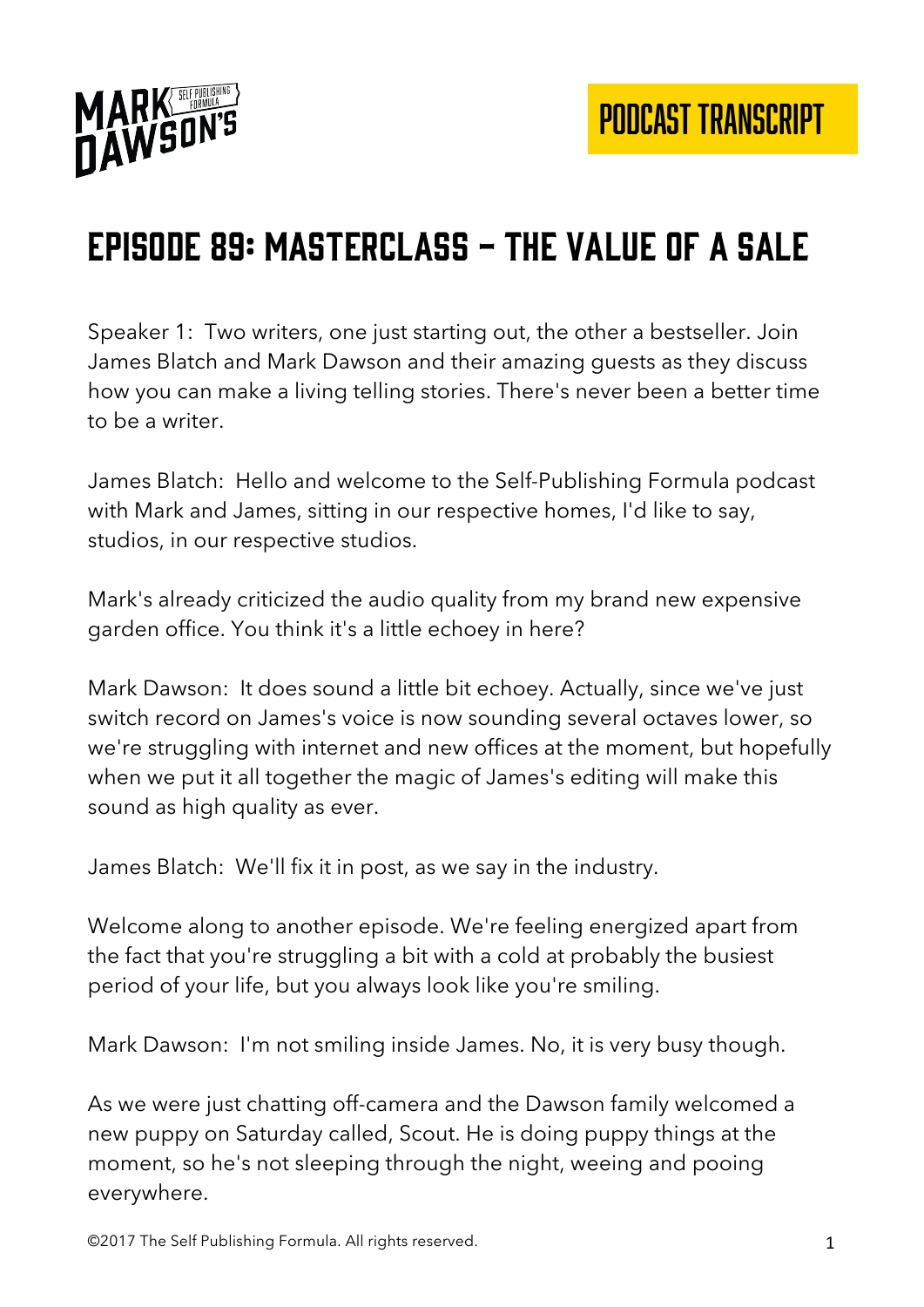# Episode 89: Masterclass – The Value of a Sale

Speaker 1: Two writers, one just starting out, the other a bestseller. Join James Blatch and Mark Dawson and their amazing guests as they discuss how you can make a living telling stories. There's never been a better time to be a writer.

James Blatch: Hello and welcome to the Self-Publishing Formula podcast with Mark and James, sitting in our respective homes, I'd like to say, studios, in our respective studios.

Mark's already criticized the audio quality from my brand new expensive garden office. You think it's a little echoey in here?

Mark Dawson: It does sound a little bit echoey. Actually, since we've just switch record on James's voice is now sounding several octaves lower, so we're struggling with internet and new offices at the moment, but hopefully when we put it all together the magic of James's editing will make this sound as high quality as ever.

James Blatch: We'll fix it in post, as we say in the industry.

Welcome along to another episode. We're feeling energized apart from the fact that you're struggling a bit with a cold at probably the busiest period of your life, but you always look like you're smiling.

Mark Dawson: I'm not smiling inside James. No, it is very busy though.

As we were just chatting off-camera and the Dawson family welcomed a new puppy on Saturday called, Scout. He is doing puppy things at the moment, so he's not sleeping through the night, weeing and pooing everywhere.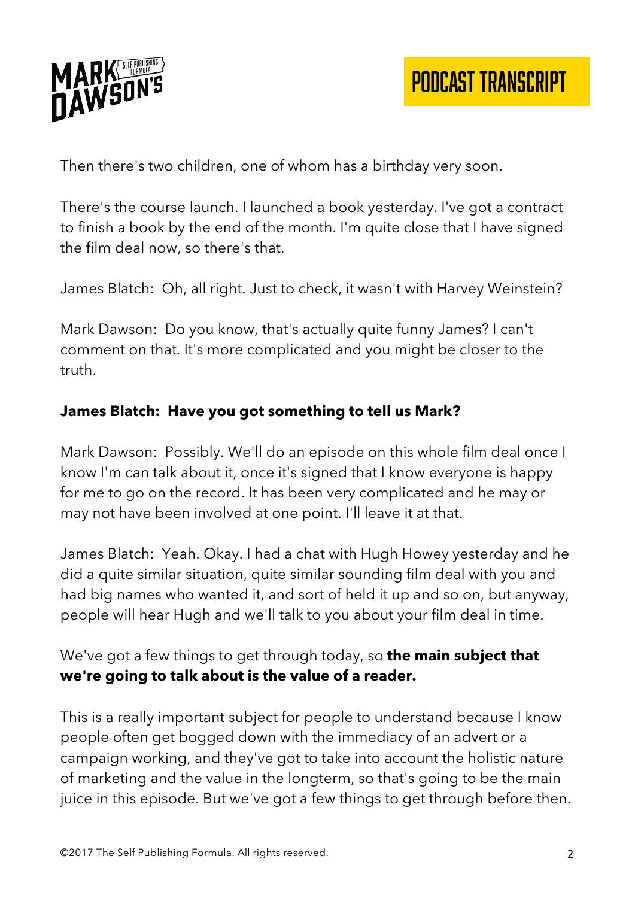Then there's two children, one of whom has a birthday very soon.

There's the course launch. I launched a book yesterday. I've got a contract to finish a book by the end of the month. I'm quite close that I have signed the film deal now, so there's that.

James Blatch: Oh, all right. Just to check, it wasn't with Harvey Weinstein?

Mark Dawson: Do you know, that's actually quite funny James? I can't comment on that. It's more complicated and you might be closer to the truth.

**James Blatch: Have you got something to tell us Mark?**

Mark Dawson: Possibly. We'll do an episode on this whole film deal once I know I'm can talk about it, once it's signed that I know everyone is happy for me to go on the record. It has been very complicated and he may or may not have been involved at one point. I'll leave it at that.

James Blatch: Yeah. Okay. I had a chat with Hugh Howey yesterday and he did a quite similar situation, quite similar sounding film deal with you and had big names who wanted it, and sort of held it up and so on, but anyway, people will hear Hugh and we'll talk to you about your film deal in time.

We've got a few things to get through today, so **the main subject that we're going to talk about is the value of a reader.**

This is a really important subject for people to understand because I know people often get bogged down with the immediacy of an advert or a campaign working, and they've got to take into account the holistic nature of marketing and the value in the longterm, so that's going to be the main juice in this episode. But we've got a few things to get through before then.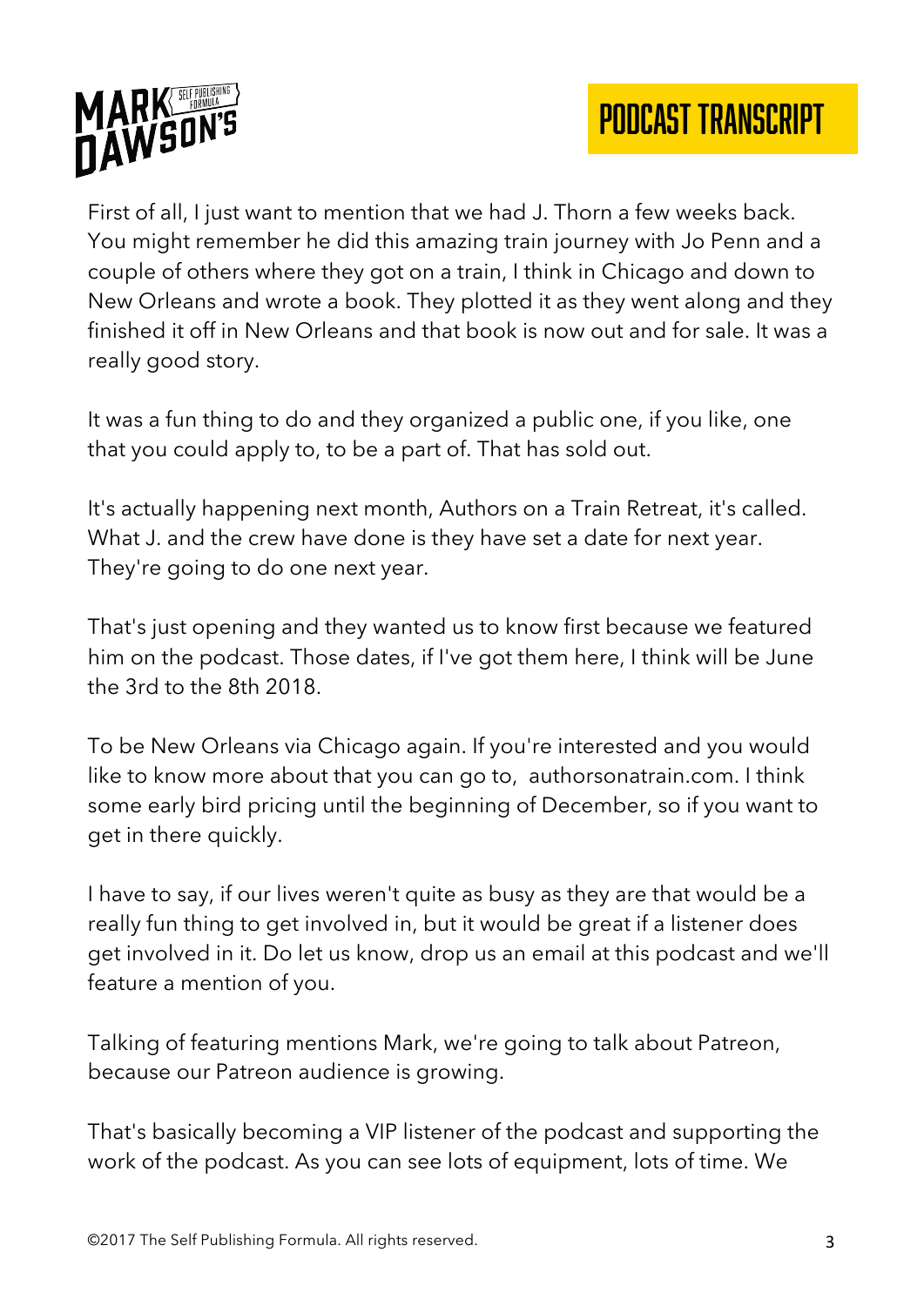First of all, I just want to mention that we had J. Thorn a few weeks back. You might remember he did this amazing train journey with Jo Penn and a couple of others where they got on a train, I think in Chicago and down to New Orleans and wrote a book. They plotted it as they went along and they finished it off in New Orleans and that book is now out and for sale. It was a really good story.

It was a fun thing to do and they organized a public one, if you like, one that you could apply to, to be a part of. That has sold out.

It's actually happening next month, Authors on a Train Retreat, it's called. What J. and the crew have done is they have set a date for next year. They're going to do one next year.

That's just opening and they wanted us to know first because we featured him on the podcast. Those dates, if I've got them here, I think will be June the 3rd to the 8th 2018.

To be New Orleans via Chicago again. If you're interested and you would like to know more about that you can go to, authorsonatrain.com. I think some early bird pricing until the beginning of December, so if you want to get in there quickly.

I have to say, if our lives weren't quite as busy as they are that would be a really fun thing to get involved in, but it would be great if a listener does get involved in it. Do let us know, drop us an email at this podcast and we'll feature a mention of you.

Talking of featuring mentions Mark, we're going to talk about Patreon, because our Patreon audience is growing.

That's basically becoming a VIP listener of the podcast and supporting the work of the podcast. As you can see lots of equipment, lots of time. We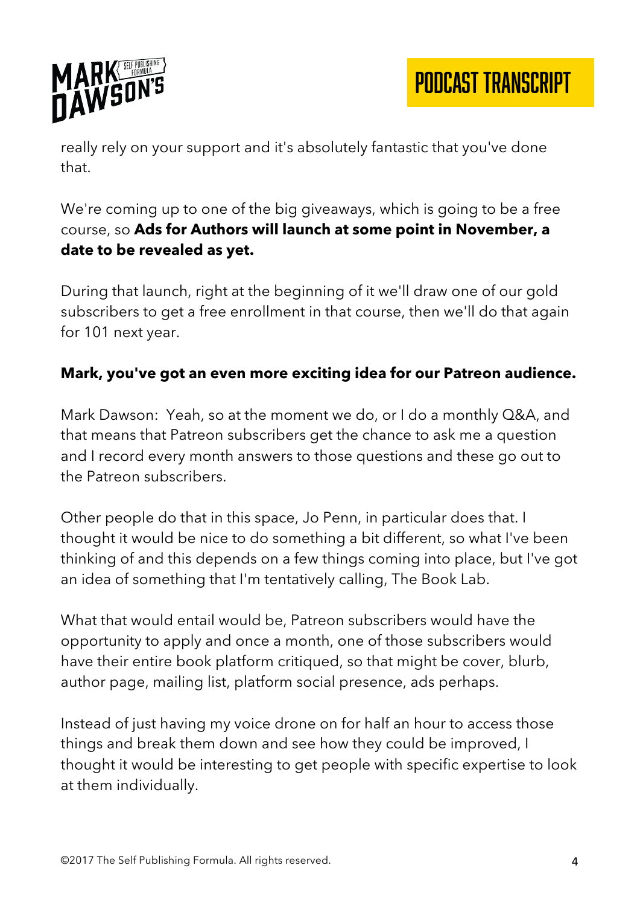really rely on your support and it's absolutely fantastic that you've done that.

We're coming up to one of the big giveaways, which is going to be a free course, so **Ads for Authors will launch at some point in November, a date to be revealed as yet.**

During that launch, right at the beginning of it we'll draw one of our gold subscribers to get a free enrollment in that course, then we'll do that again for 101 next year.

**Mark, you've got an even more exciting idea for our Patreon audience.**

Mark Dawson: Yeah, so at the moment we do, or I do a monthly Q&A, and that means that Patreon subscribers get the chance to ask me a question and I record every month answers to those questions and these go out to the Patreon subscribers.

Other people do that in this space, Jo Penn, in particular does that. I thought it would be nice to do something a bit different, so what I've been thinking of and this depends on a few things coming into place, but I've got an idea of something that I'm tentatively calling, The Book Lab.

What that would entail would be, Patreon subscribers would have the opportunity to apply and once a month, one of those subscribers would have their entire book platform critiqued, so that might be cover, blurb, author page, mailing list, platform social presence, ads perhaps.

Instead of just having my voice drone on for half an hour to access those things and break them down and see how they could be improved, I thought it would be interesting to get people with specific expertise to look at them individually.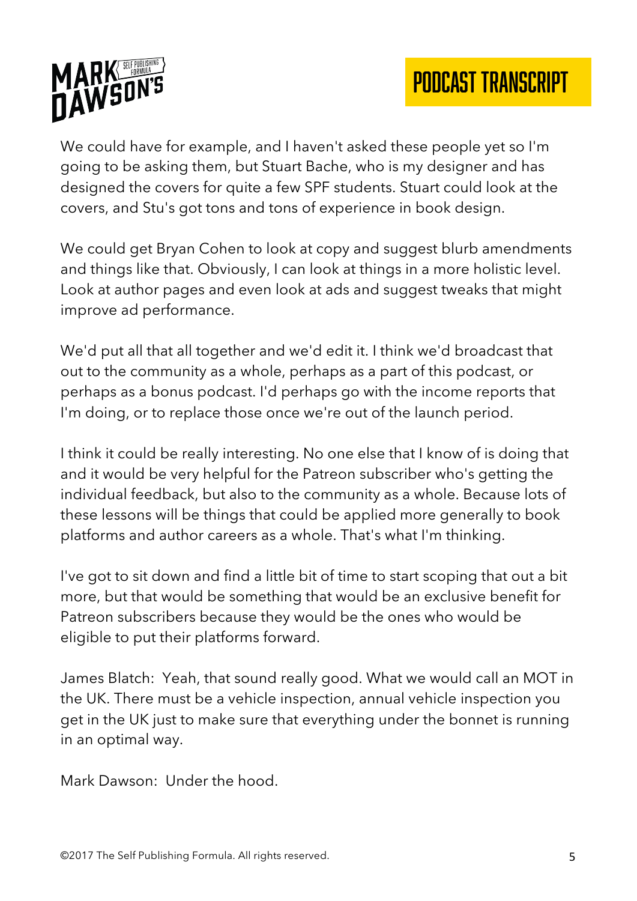We could have for example, and I haven't asked these people yet so I'm going to be asking them, but Stuart Bache, who is my designer and has designed the covers for quite a few SPF students. Stuart could look at the covers, and Stu's got tons and tons of experience in book design.

We could get Bryan Cohen to look at copy and suggest blurb amendments and things like that. Obviously, I can look at things in a more holistic level. Look at author pages and even look at ads and suggest tweaks that might improve ad performance.

We'd put all that all together and we'd edit it. I think we'd broadcast that out to the community as a whole, perhaps as a part of this podcast, or perhaps as a bonus podcast. I'd perhaps go with the income reports that I'm doing, or to replace those once we're out of the launch period.

I think it could be really interesting. No one else that I know of is doing that and it would be very helpful for the Patreon subscriber who's getting the individual feedback, but also to the community as a whole. Because lots of these lessons will be things that could be applied more generally to book platforms and author careers as a whole. That's what I'm thinking.

I've got to sit down and find a little bit of time to start scoping that out a bit more, but that would be something that would be an exclusive benefit for Patreon subscribers because they would be the ones who would be eligible to put their platforms forward.

James Blatch: Yeah, that sound really good. What we would call an MOT in the UK. There must be a vehicle inspection, annual vehicle inspection you get in the UK just to make sure that everything under the bonnet is running in an optimal way.

Mark Dawson: Under the hood.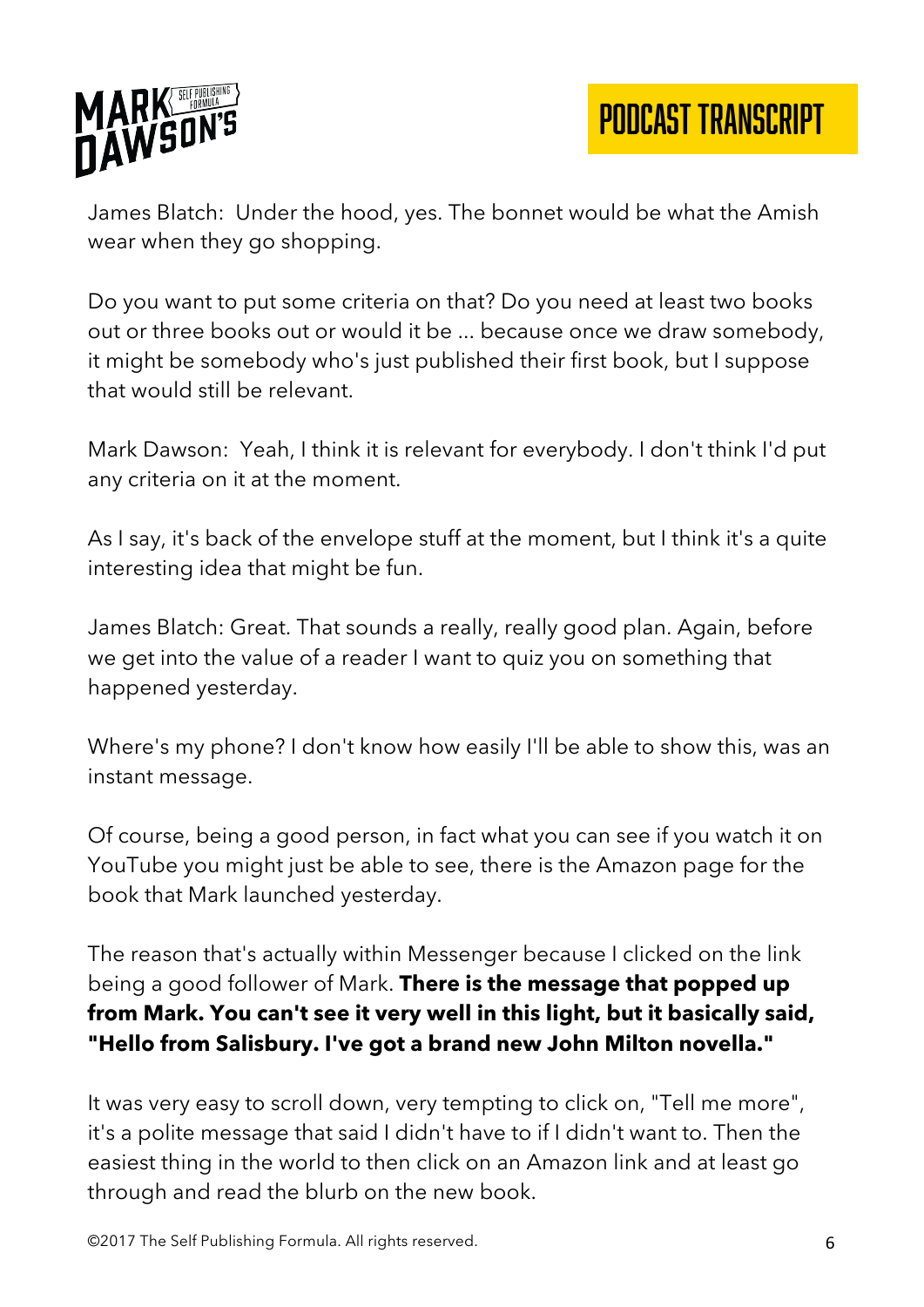James Blatch: Under the hood, yes. The bonnet would be what the Amish wear when they go shopping.

Do you want to put some criteria on that? Do you need at least two books out or three books out or would it be ... because once we draw somebody, it might be somebody who's just published their first book, but I suppose that would still be relevant.

Mark Dawson: Yeah, I think it is relevant for everybody. I don't think I'd put any criteria on it at the moment.

As I say, it's back of the envelope stuff at the moment, but I think it's a quite interesting idea that might be fun.

James Blatch: Great. That sounds a really, really good plan. Again, before we get into the value of a reader I want to quiz you on something that happened yesterday.

Where's my phone? I don't know how easily I'll be able to show this, was an instant message.

Of course, being a good person, in fact what you can see if you watch it on YouTube you might just be able to see, there is the Amazon page for the book that Mark launched yesterday.

The reason that's actually within Messenger because I clicked on the link being a good follower of Mark. **There is the message that popped up from Mark. You can't see it very well in this light, but it basically said, "Hello from Salisbury. I've got a brand new John Milton novella."**

It was very easy to scroll down, very tempting to click on, "Tell me more", it's a polite message that said I didn't have to if I didn't want to. Then the easiest thing in the world to then click on an Amazon link and at least go through and read the blurb on the new book.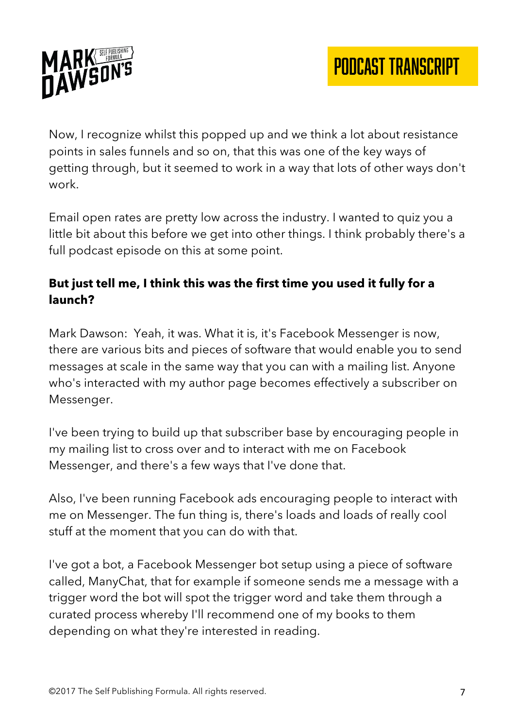Now, I recognize whilst this popped up and we think a lot about resistance points in sales funnels and so on, that this was one of the key ways of getting through, but it seemed to work in a way that lots of other ways don't work.

Email open rates are pretty low across the industry. I wanted to quiz you a little bit about this before we get into other things. I think probably there's a full podcast episode on this at some point.

**But just tell me, I think this was the first time you used it fully for a launch?**

Mark Dawson: Yeah, it was. What it is, it's Facebook Messenger is now, there are various bits and pieces of software that would enable you to send messages at scale in the same way that you can with a mailing list. Anyone who's interacted with my author page becomes effectively a subscriber on Messenger.

I've been trying to build up that subscriber base by encouraging people in my mailing list to cross over and to interact with me on Facebook Messenger, and there's a few ways that I've done that.

Also, I've been running Facebook ads encouraging people to interact with me on Messenger. The fun thing is, there's loads and loads of really cool stuff at the moment that you can do with that.

I've got a bot, a Facebook Messenger bot setup using a piece of software called, ManyChat, that for example if someone sends me a message with a trigger word the bot will spot the trigger word and take them through a curated process whereby I'll recommend one of my books to them depending on what they're interested in reading.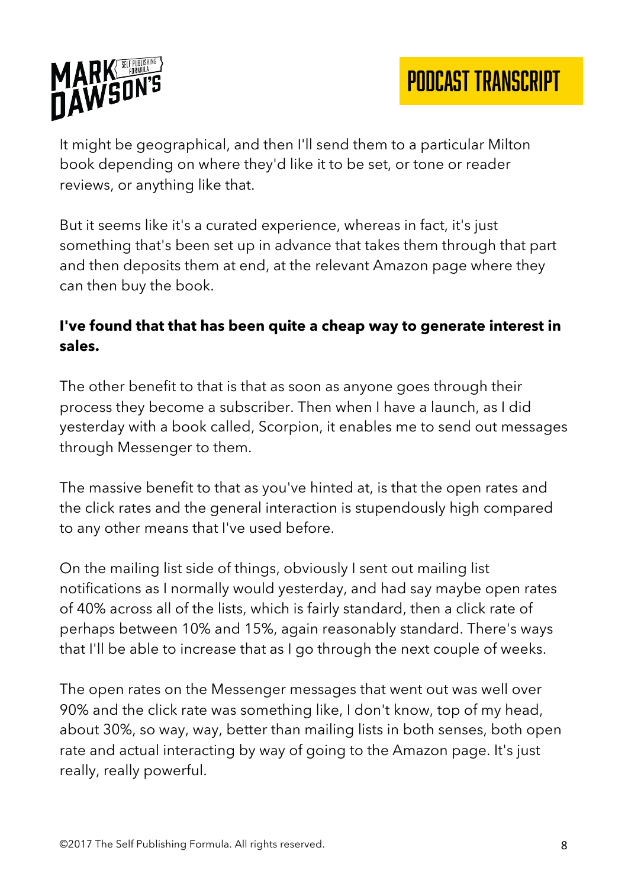It might be geographical, and then I'll send them to a particular Milton book depending on where they'd like it to be set, or tone or reader reviews, or anything like that.

But it seems like it's a curated experience, whereas in fact, it's just something that's been set up in advance that takes them through that part and then deposits them at end, at the relevant Amazon page where they can then buy the book.

**I've found that that has been quite a cheap way to generate interest in sales.**

The other benefit to that is that as soon as anyone goes through their process they become a subscriber. Then when I have a launch, as I did yesterday with a book called, Scorpion, it enables me to send out messages through Messenger to them.

The massive benefit to that as you've hinted at, is that the open rates and the click rates and the general interaction is stupendously high compared to any other means that I've used before.

On the mailing list side of things, obviously I sent out mailing list notifications as I normally would yesterday, and had say maybe open rates of 40% across all of the lists, which is fairly standard, then a click rate of perhaps between 10% and 15%, again reasonably standard. There's ways that I'll be able to increase that as I go through the next couple of weeks.

The open rates on the Messenger messages that went out was well over 90% and the click rate was something like, I don't know, top of my head, about 30%, so way, way, better than mailing lists in both senses, both open rate and actual interacting by way of going to the Amazon page. It's just really, really powerful.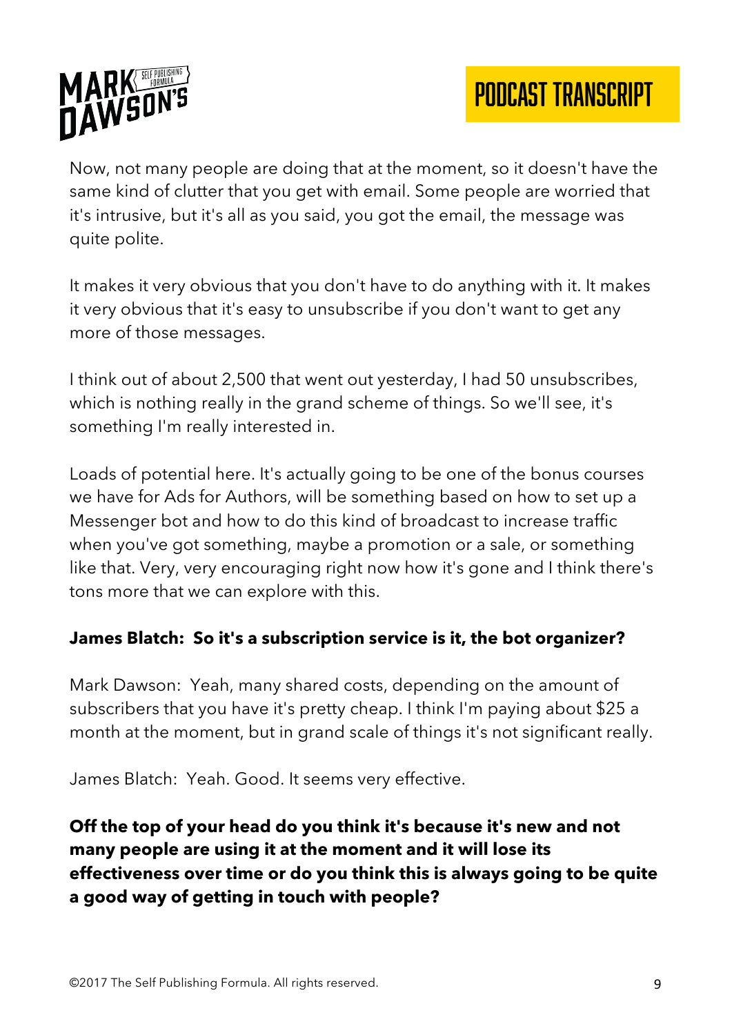Now, not many people are doing that at the moment, so it doesn't have the same kind of clutter that you get with email. Some people are worried that it's intrusive, but it's all as you said, you got the email, the message was quite polite.

It makes it very obvious that you don't have to do anything with it. It makes it very obvious that it's easy to unsubscribe if you don't want to get any more of those messages.

I think out of about 2,500 that went out yesterday, I had 50 unsubscribes, which is nothing really in the grand scheme of things. So we'll see, it's something I'm really interested in.

Loads of potential here. It's actually going to be one of the bonus courses we have for Ads for Authors, will be something based on how to set up a Messenger bot and how to do this kind of broadcast to increase traffic when you've got something, maybe a promotion or a sale, or something like that. Very, very encouraging right now how it's gone and I think there's tons more that we can explore with this.

**James Blatch: So it's a subscription service is it, the bot organizer?**

Mark Dawson: Yeah, many shared costs, depending on the amount of subscribers that you have it's pretty cheap. I think I'm paying about $25 a month at the moment, but in grand scale of things it's not significant really.

James Blatch: Yeah. Good. It seems very effective.

**Off the top of your head do you think it's because it's new and not many people are using it at the moment and it will lose its effectiveness over time or do you think this is always going to be quite a good way of getting in touch with people?**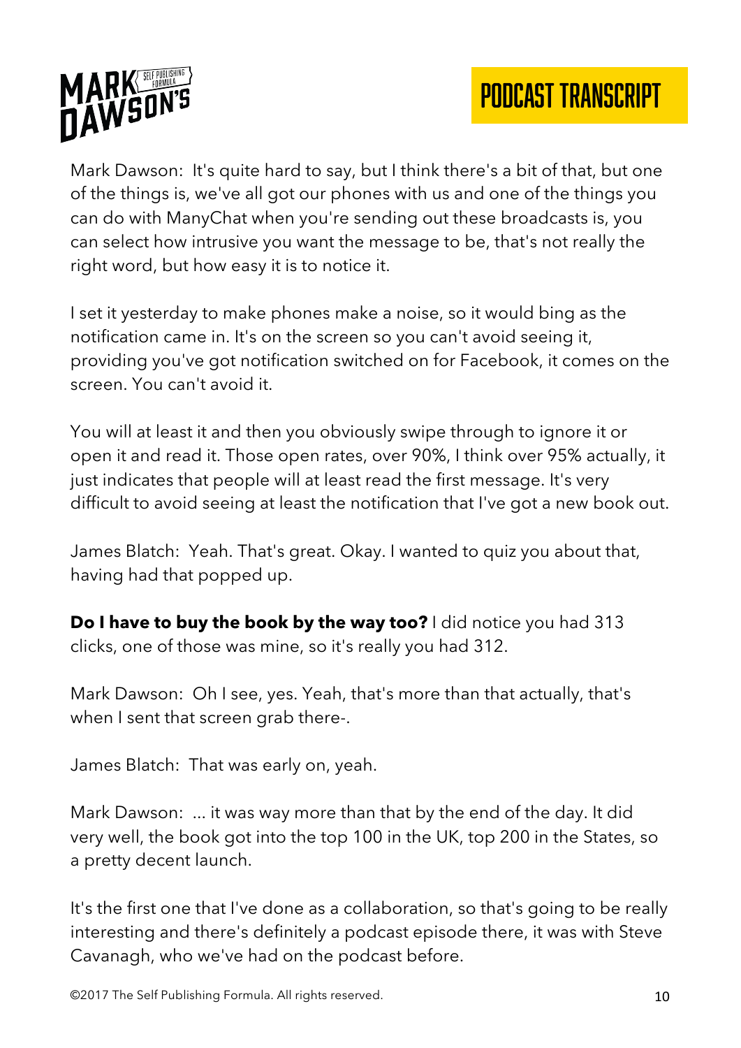Mark Dawson: It's quite hard to say, but I think there's a bit of that, but one of the things is, we've all got our phones with us and one of the things you can do with ManyChat when you're sending out these broadcasts is, you can select how intrusive you want the message to be, that's not really the right word, but how easy it is to notice it.

I set it yesterday to make phones make a noise, so it would bing as the notification came in. It's on the screen so you can't avoid seeing it, providing you've got notification switched on for Facebook, it comes on the screen. You can't avoid it.

You will at least it and then you obviously swipe through to ignore it or open it and read it. Those open rates, over 90%, I think over 95% actually, it just indicates that people will at least read the first message. It's very difficult to avoid seeing at least the notification that I've got a new book out.

James Blatch: Yeah. That's great. Okay. I wanted to quiz you about that, having had that popped up.

**Do I have to buy the book by the way too?** I did notice you had 313 clicks, one of those was mine, so it's really you had 312.

Mark Dawson: Oh I see, yes. Yeah, that's more than that actually, that's when I sent that screen grab there-.

James Blatch: That was early on, yeah.

Mark Dawson: ... it was way more than that by the end of the day. It did very well, the book got into the top 100 in the UK, top 200 in the States, so a pretty decent launch.

It's the first one that I've done as a collaboration, so that's going to be really interesting and there's definitely a podcast episode there, it was with Steve Cavanagh, who we've had on the podcast before.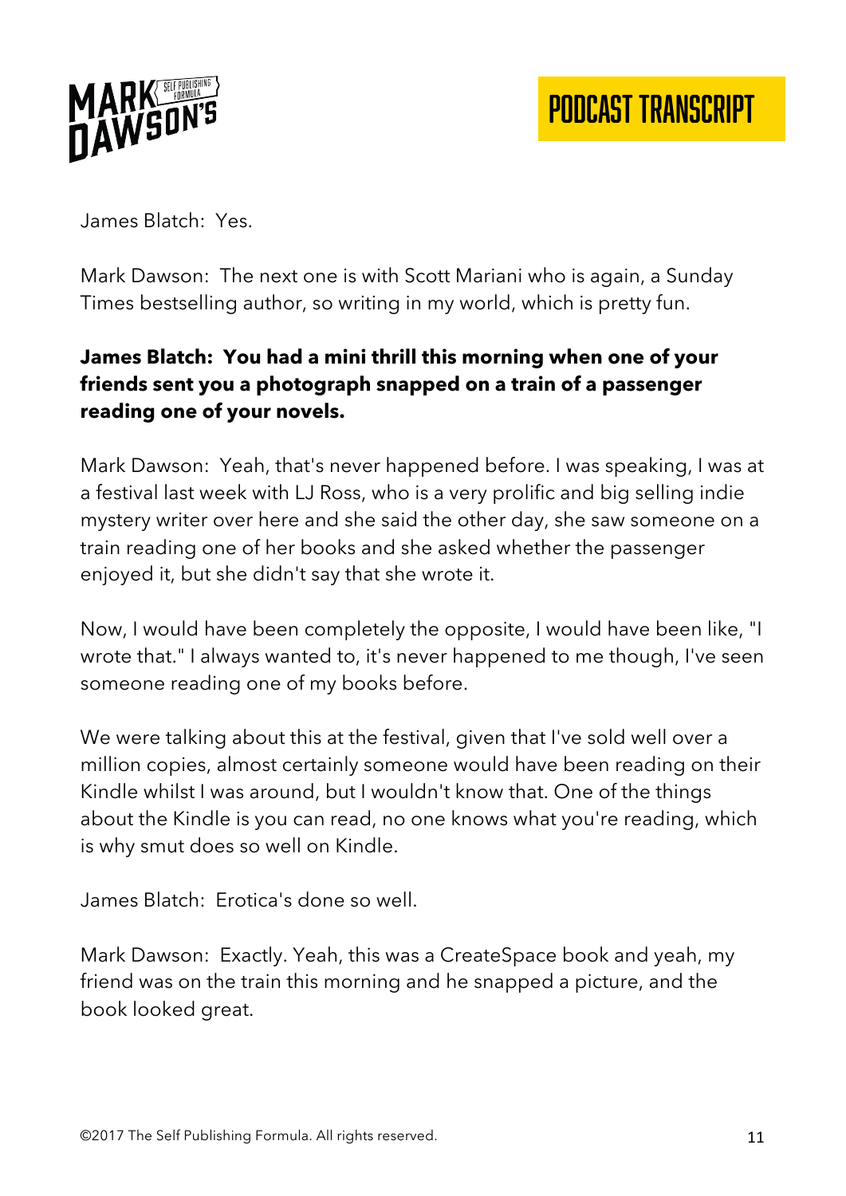James Blatch: Yes.

Mark Dawson: The next one is with Scott Mariani who is again, a Sunday Times bestselling author, so writing in my world, which is pretty fun.

**James Blatch: You had a mini thrill this morning when one of your friends sent you a photograph snapped on a train of a passenger reading one of your novels.**

Mark Dawson: Yeah, that's never happened before. I was speaking, I was at a festival last week with LJ Ross, who is a very prolific and big selling indie mystery writer over here and she said the other day, she saw someone on a train reading one of her books and she asked whether the passenger enjoyed it, but she didn't say that she wrote it.

Now, I would have been completely the opposite, I would have been like, "I wrote that." I always wanted to, it's never happened to me though, I've seen someone reading one of my books before.

We were talking about this at the festival, given that I've sold well over a million copies, almost certainly someone would have been reading on their Kindle whilst I was around, but I wouldn't know that. One of the things about the Kindle is you can read, no one knows what you're reading, which is why smut does so well on Kindle.

James Blatch: Erotica's done so well.

Mark Dawson: Exactly. Yeah, this was a CreateSpace book and yeah, my friend was on the train this morning and he snapped a picture, and the book looked great.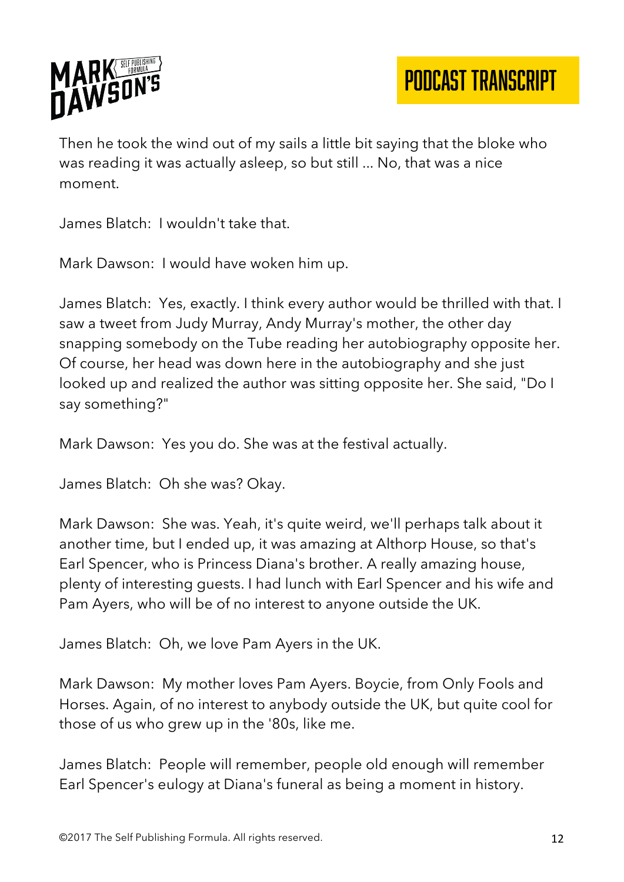Then he took the wind out of my sails a little bit saying that the bloke who was reading it was actually asleep, so but still ... No, that was a nice moment.

James Blatch: I wouldn't take that.

Mark Dawson: I would have woken him up.

James Blatch: Yes, exactly. I think every author would be thrilled with that. I saw a tweet from Judy Murray, Andy Murray's mother, the other day snapping somebody on the Tube reading her autobiography opposite her. Of course, her head was down here in the autobiography and she just looked up and realized the author was sitting opposite her. She said, "Do I say something?"

Mark Dawson: Yes you do. She was at the festival actually.

James Blatch: Oh she was? Okay.

Mark Dawson: She was. Yeah, it's quite weird, we'll perhaps talk about it another time, but I ended up, it was amazing at Althorp House, so that's Earl Spencer, who is Princess Diana's brother. A really amazing house, plenty of interesting guests. I had lunch with Earl Spencer and his wife and Pam Ayers, who will be of no interest to anyone outside the UK.

James Blatch: Oh, we love Pam Ayers in the UK.

Mark Dawson: My mother loves Pam Ayers. Boycie, from Only Fools and Horses. Again, of no interest to anybody outside the UK, but quite cool for those of us who grew up in the '80s, like me.

James Blatch: People will remember, people old enough will remember Earl Spencer's eulogy at Diana's funeral as being a moment in history.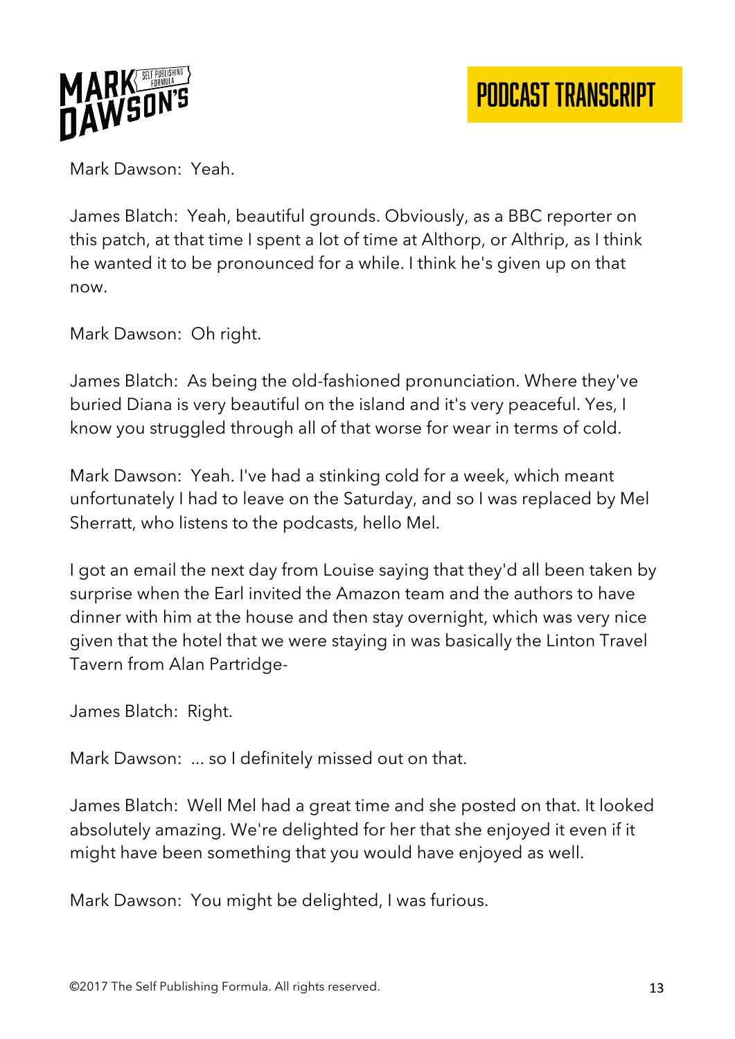Mark Dawson: Yeah.

James Blatch: Yeah, beautiful grounds. Obviously, as a BBC reporter on this patch, at that time I spent a lot of time at Althorp, or Althrip, as I think he wanted it to be pronounced for a while. I think he's given up on that now.

Mark Dawson: Oh right.

James Blatch: As being the old-fashioned pronunciation. Where they've buried Diana is very beautiful on the island and it's very peaceful. Yes, I know you struggled through all of that worse for wear in terms of cold.

Mark Dawson: Yeah. I've had a stinking cold for a week, which meant unfortunately I had to leave on the Saturday, and so I was replaced by Mel Sherratt, who listens to the podcasts, hello Mel.

I got an email the next day from Louise saying that they'd all been taken by surprise when the Earl invited the Amazon team and the authors to have dinner with him at the house and then stay overnight, which was very nice given that the hotel that we were staying in was basically the Linton Travel Tavern from Alan Partridge-

James Blatch: Right.

Mark Dawson: ... so I definitely missed out on that.

James Blatch: Well Mel had a great time and she posted on that. It looked absolutely amazing. We're delighted for her that she enjoyed it even if it might have been something that you would have enjoyed as well.

Mark Dawson: You might be delighted, I was furious.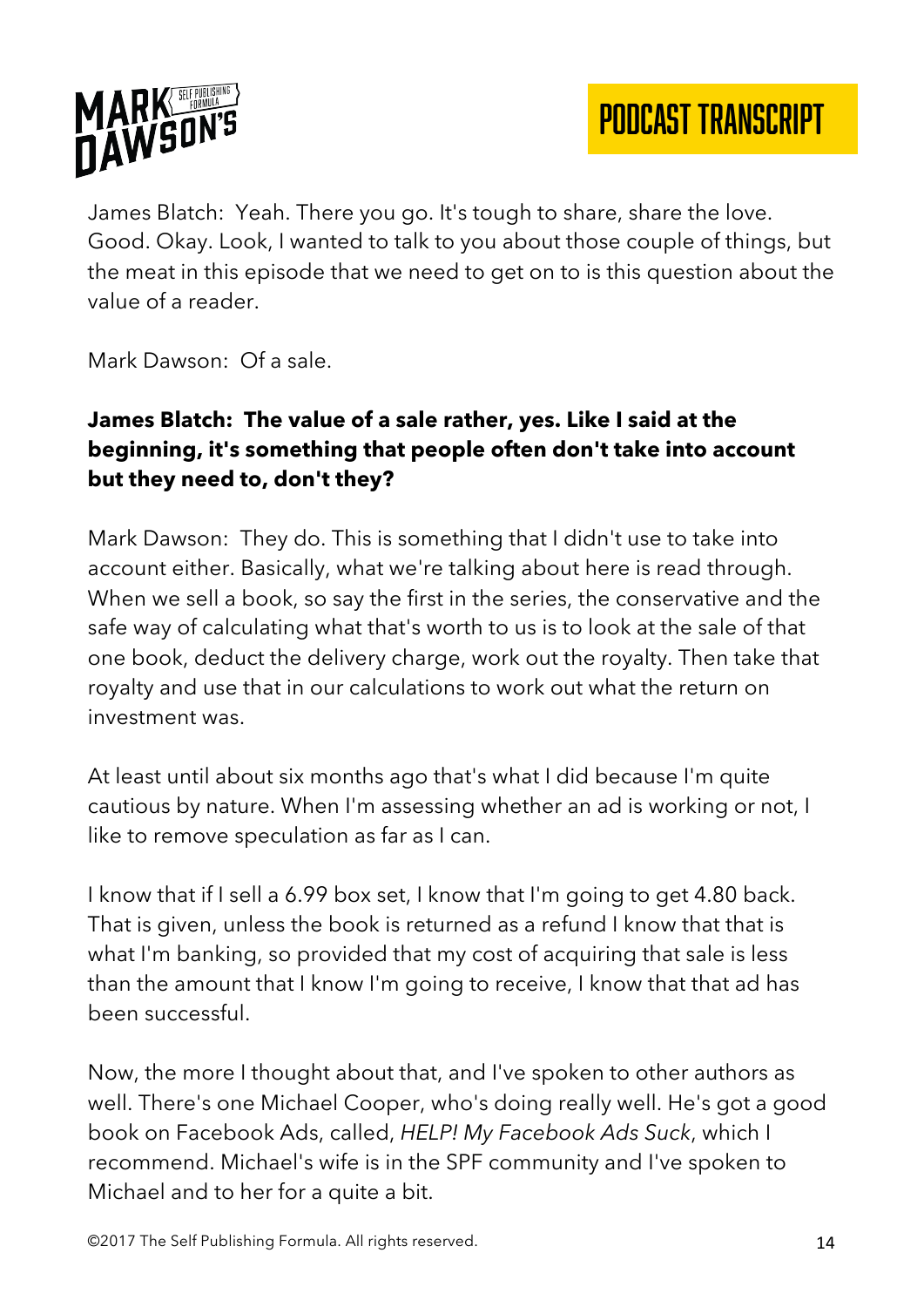James Blatch: Yeah. There you go. It's tough to share, share the love. Good. Okay. Look, I wanted to talk to you about those couple of things, but the meat in this episode that we need to get on to is this question about the value of a reader.

Mark Dawson: Of a sale.

**James Blatch: The value of a sale rather, yes. Like I said at the beginning, it's something that people often don't take into account but they need to, don't they?**

Mark Dawson: They do. This is something that I didn't use to take into account either. Basically, what we're talking about here is read through. When we sell a book, so say the first in the series, the conservative and the safe way of calculating what that's worth to us is to look at the sale of that one book, deduct the delivery charge, work out the royalty. Then take that royalty and use that in our calculations to work out what the return on investment was.

At least until about six months ago that's what I did because I'm quite cautious by nature. When I'm assessing whether an ad is working or not, I like to remove speculation as far as I can.

I know that if I sell a 6.99 box set, I know that I'm going to get 4.80 back. That is given, unless the book is returned as a refund I know that that is what I'm banking, so provided that my cost of acquiring that sale is less than the amount that I know I'm going to receive, I know that that ad has been successful.

Now, the more I thought about that, and I've spoken to other authors as well. There's one Michael Cooper, who's doing really well. He's got a good book on Facebook Ads, called, *HELP! My Facebook Ads Suck*, which I recommend. Michael's wife is in the SPF community and I've spoken to Michael and to her for a quite a bit.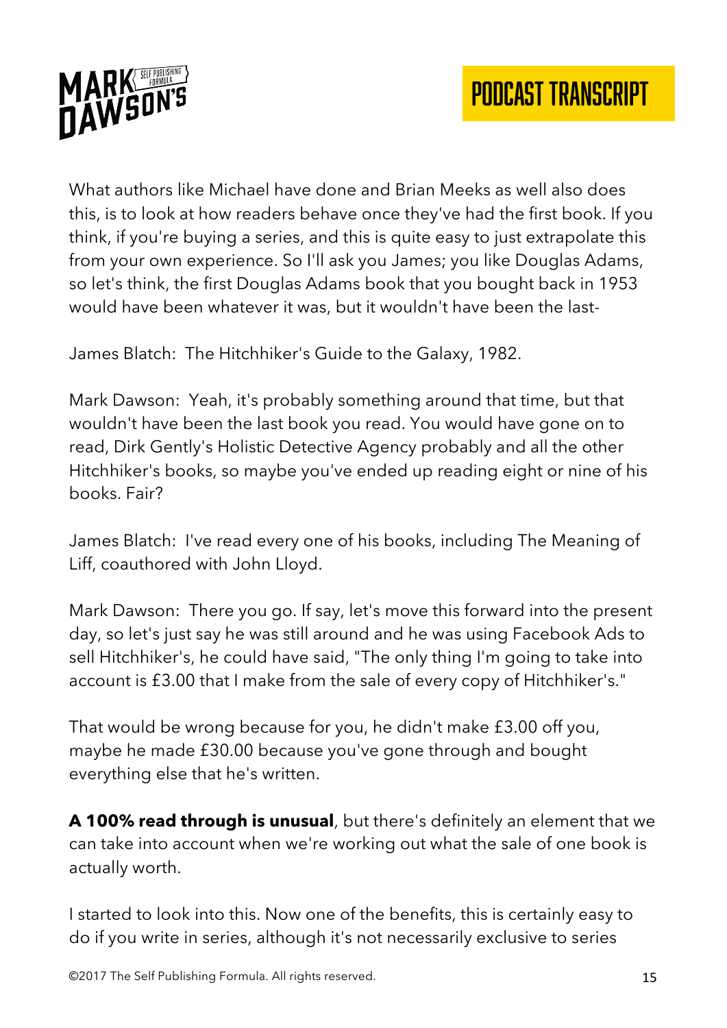What authors like Michael have done and Brian Meeks as well also does this, is to look at how readers behave once they've had the first book. If you think, if you're buying a series, and this is quite easy to just extrapolate this from your own experience. So I'll ask you James; you like Douglas Adams, so let's think, the first Douglas Adams book that you bought back in 1953 would have been whatever it was, but it wouldn't have been the last-

James Blatch: The Hitchhiker's Guide to the Galaxy, 1982.

Mark Dawson: Yeah, it's probably something around that time, but that wouldn't have been the last book you read. You would have gone on to read, Dirk Gently's Holistic Detective Agency probably and all the other Hitchhiker's books, so maybe you've ended up reading eight or nine of his books. Fair?

James Blatch: I've read every one of his books, including The Meaning of Liff, coauthored with John Lloyd.

Mark Dawson: There you go. If say, let's move this forward into the present day, so let's just say he was still around and he was using Facebook Ads to sell Hitchhiker's, he could have said, "The only thing I'm going to take into account is £3.00 that I make from the sale of every copy of Hitchhiker's."

That would be wrong because for you, he didn't make £3.00 off you, maybe he made £30.00 because you've gone through and bought everything else that he's written.

**A 100% read through is unusual**, but there's definitely an element that we can take into account when we're working out what the sale of one book is actually worth.

I started to look into this. Now one of the benefits, this is certainly easy to do if you write in series, although it's not necessarily exclusive to series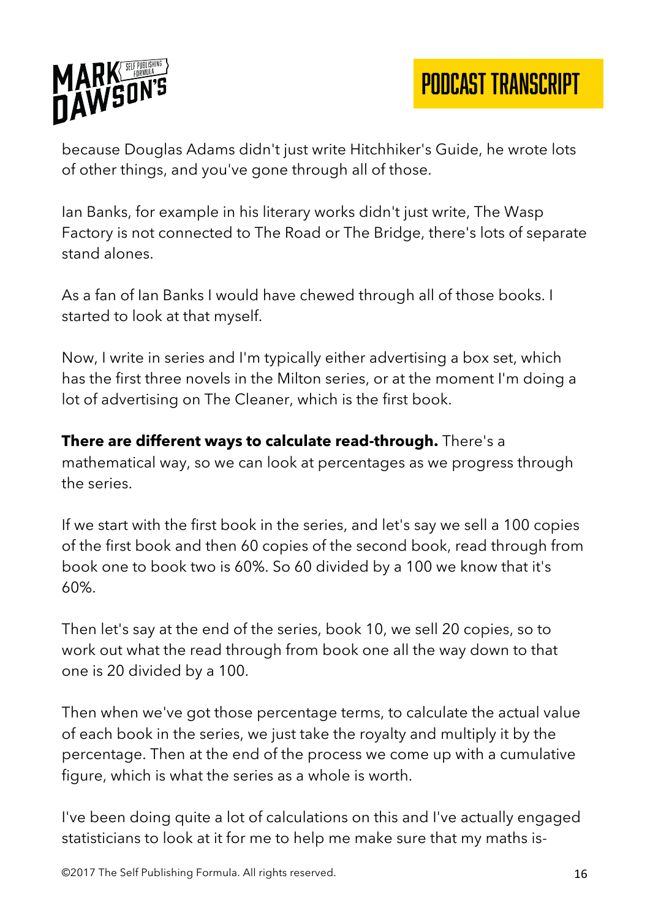because Douglas Adams didn't just write Hitchhiker's Guide, he wrote lots of other things, and you've gone through all of those.

Ian Banks, for example in his literary works didn't just write, The Wasp Factory is not connected to The Road or The Bridge, there's lots of separate stand alones.

As a fan of Ian Banks I would have chewed through all of those books. I started to look at that myself.

Now, I write in series and I'm typically either advertising a box set, which has the first three novels in the Milton series, or at the moment I'm doing a lot of advertising on The Cleaner, which is the first book.

**There are different ways to calculate read-through.** There's a mathematical way, so we can look at percentages as we progress through the series.

If we start with the first book in the series, and let's say we sell a 100 copies of the first book and then 60 copies of the second book, read through from book one to book two is 60%. So 60 divided by a 100 we know that it's 60%.

Then let's say at the end of the series, book 10, we sell 20 copies, so to work out what the read through from book one all the way down to that one is 20 divided by a 100.

Then when we've got those percentage terms, to calculate the actual value of each book in the series, we just take the royalty and multiply it by the percentage. Then at the end of the process we come up with a cumulative figure, which is what the series as a whole is worth.

I've been doing quite a lot of calculations on this and I've actually engaged statisticians to look at it for me to help me make sure that my maths is-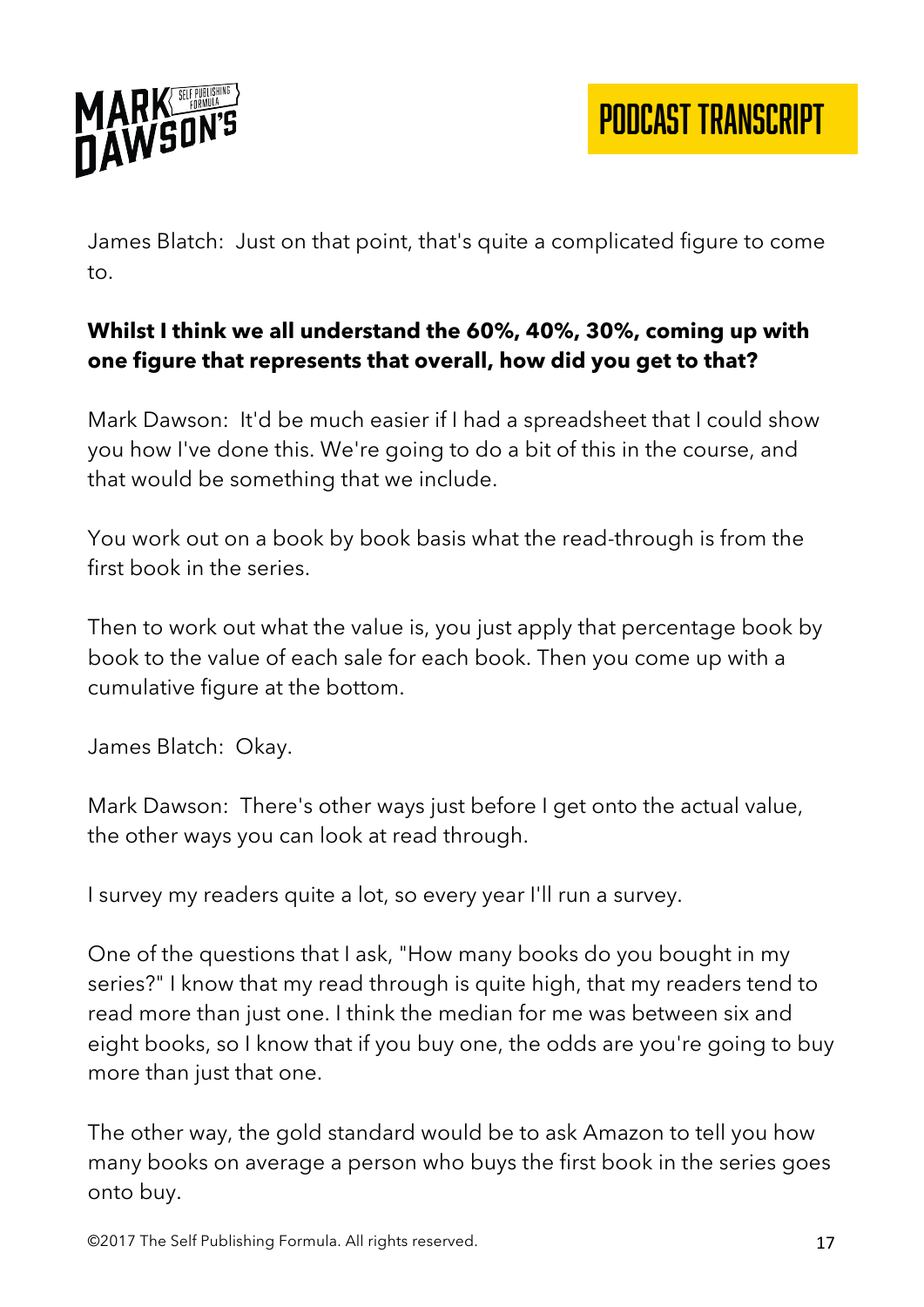James Blatch: Just on that point, that's quite a complicated figure to come to.

**Whilst I think we all understand the 60%, 40%, 30%, coming up with one figure that represents that overall, how did you get to that?**

Mark Dawson: It'd be much easier if I had a spreadsheet that I could show you how I've done this. We're going to do a bit of this in the course, and that would be something that we include.

You work out on a book by book basis what the read-through is from the first book in the series.

Then to work out what the value is, you just apply that percentage book by book to the value of each sale for each book. Then you come up with a cumulative figure at the bottom.

James Blatch: Okay.

Mark Dawson: There's other ways just before I get onto the actual value, the other ways you can look at read through.

I survey my readers quite a lot, so every year I'll run a survey.

One of the questions that I ask, "How many books do you bought in my series?" I know that my read through is quite high, that my readers tend to read more than just one. I think the median for me was between six and eight books, so I know that if you buy one, the odds are you're going to buy more than just that one.

The other way, the gold standard would be to ask Amazon to tell you how many books on average a person who buys the first book in the series goes onto buy.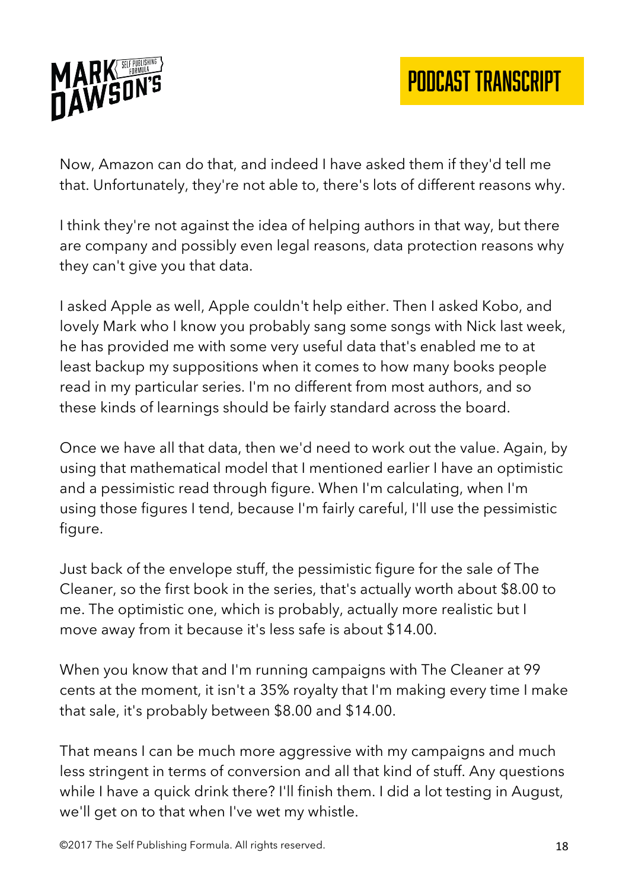Now, Amazon can do that, and indeed I have asked them if they'd tell me that. Unfortunately, they're not able to, there's lots of different reasons why.

I think they're not against the idea of helping authors in that way, but there are company and possibly even legal reasons, data protection reasons why they can't give you that data.

I asked Apple as well, Apple couldn't help either. Then I asked Kobo, and lovely Mark who I know you probably sang some songs with Nick last week, he has provided me with some very useful data that's enabled me to at least backup my suppositions when it comes to how many books people read in my particular series. I'm no different from most authors, and so these kinds of learnings should be fairly standard across the board.

Once we have all that data, then we'd need to work out the value. Again, by using that mathematical model that I mentioned earlier I have an optimistic and a pessimistic read through figure. When I'm calculating, when I'm using those figures I tend, because I'm fairly careful, I'll use the pessimistic figure.

Just back of the envelope stuff, the pessimistic figure for the sale of The Cleaner, so the first book in the series, that's actually worth about $8.00 to me. The optimistic one, which is probably, actually more realistic but I move away from it because it's less safe is about $14.00.

When you know that and I'm running campaigns with The Cleaner at 99 cents at the moment, it isn't a 35% royalty that I'm making every time I make that sale, it's probably between $8.00 and $14.00.

That means I can be much more aggressive with my campaigns and much less stringent in terms of conversion and all that kind of stuff. Any questions while I have a quick drink there? I'll finish them. I did a lot testing in August, we'll get on to that when I've wet my whistle.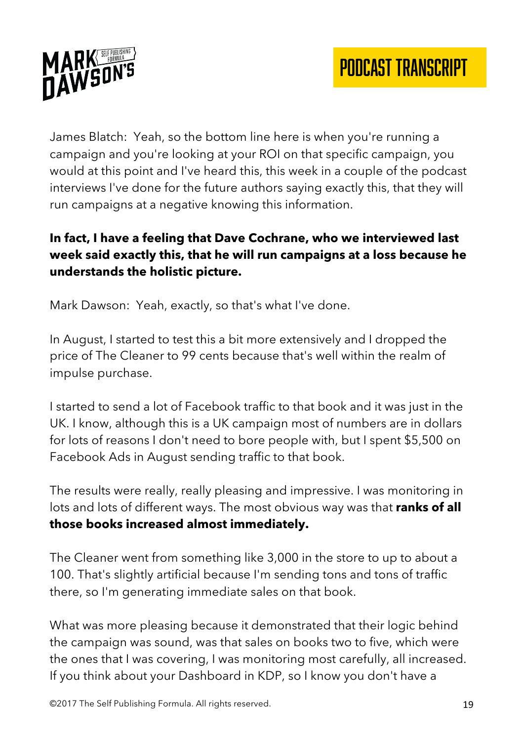James Blatch: Yeah, so the bottom line here is when you're running a campaign and you're looking at your ROI on that specific campaign, you would at this point and I've heard this, this week in a couple of the podcast interviews I've done for the future authors saying exactly this, that they will run campaigns at a negative knowing this information.

**In fact, I have a feeling that Dave Cochrane, who we interviewed last week said exactly this, that he will run campaigns at a loss because he understands the holistic picture.**

Mark Dawson: Yeah, exactly, so that's what I've done.

In August, I started to test this a bit more extensively and I dropped the price of The Cleaner to 99 cents because that's well within the realm of impulse purchase.

I started to send a lot of Facebook traffic to that book and it was just in the UK. I know, although this is a UK campaign most of numbers are in dollars for lots of reasons I don't need to bore people with, but I spent $5,500 on Facebook Ads in August sending traffic to that book.

The results were really, really pleasing and impressive. I was monitoring in lots and lots of different ways. The most obvious way was that **ranks of all those books increased almost immediately.**

The Cleaner went from something like 3,000 in the store to up to about a 100. That's slightly artificial because I'm sending tons and tons of traffic there, so I'm generating immediate sales on that book.

What was more pleasing because it demonstrated that their logic behind the campaign was sound, was that sales on books two to five, which were the ones that I was covering, I was monitoring most carefully, all increased. If you think about your Dashboard in KDP, so I know you don't have a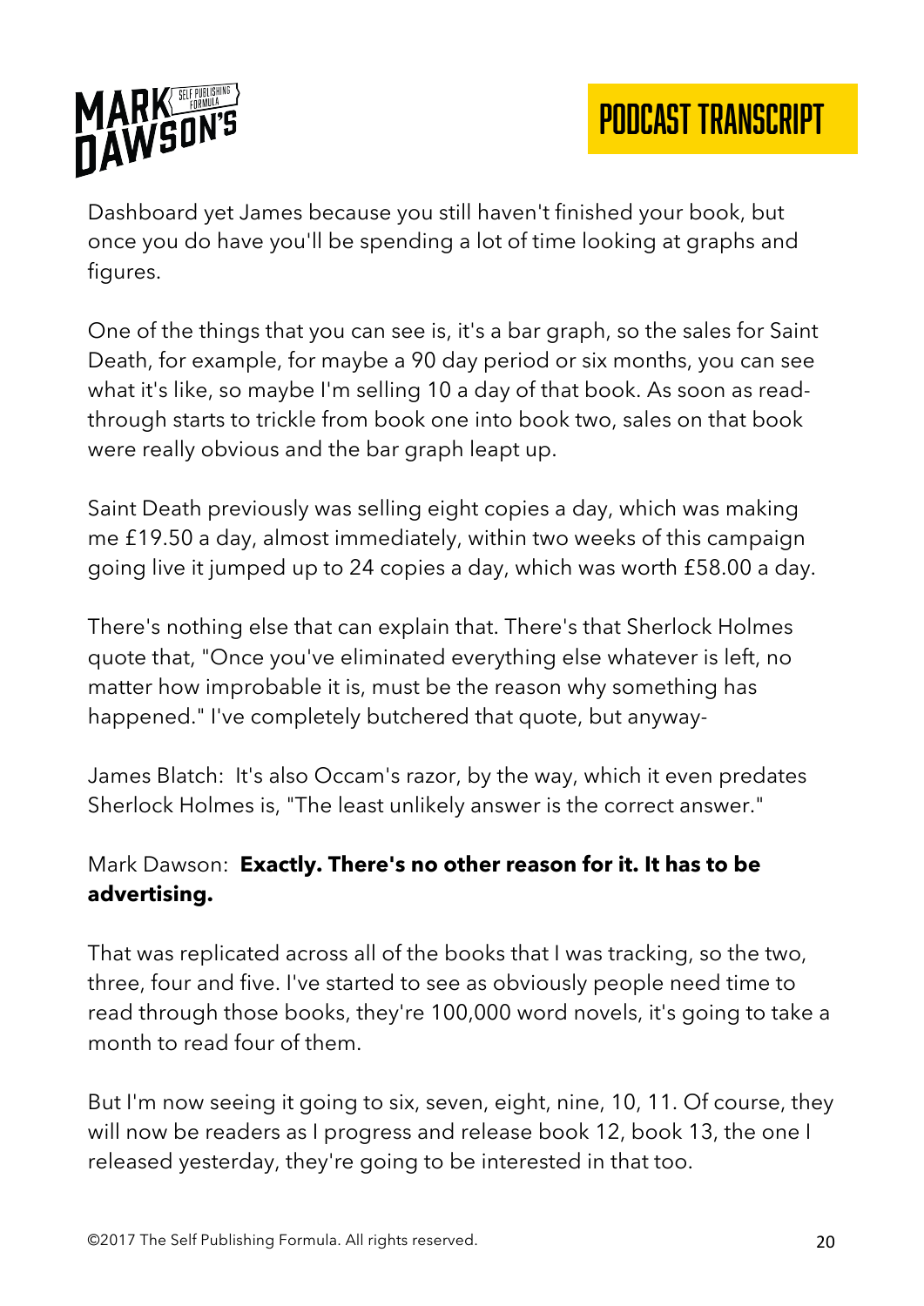Dashboard yet James because you still haven't finished your book, but once you do have you'll be spending a lot of time looking at graphs and figures.

One of the things that you can see is, it's a bar graph, so the sales for Saint Death, for example, for maybe a 90 day period or six months, you can see what it's like, so maybe I'm selling 10 a day of that book. As soon as read-through starts to trickle from book one into book two, sales on that book were really obvious and the bar graph leapt up.

Saint Death previously was selling eight copies a day, which was making me £19.50 a day, almost immediately, within two weeks of this campaign going live it jumped up to 24 copies a day, which was worth £58.00 a day.

There's nothing else that can explain that. There's that Sherlock Holmes quote that, "Once you've eliminated everything else whatever is left, no matter how improbable it is, must be the reason why something has happened." I've completely butchered that quote, but anyway-

James Blatch: It's also Occam's razor, by the way, which it even predates Sherlock Holmes is, "The least unlikely answer is the correct answer."

Mark Dawson: **Exactly. There's no other reason for it. It has to be advertising.**

That was replicated across all of the books that I was tracking, so the two, three, four and five. I've started to see as obviously people need time to read through those books, they're 100,000 word novels, it's going to take a month to read four of them.

But I'm now seeing it going to six, seven, eight, nine, 10, 11. Of course, they will now be readers as I progress and release book 12, book 13, the one I released yesterday, they're going to be interested in that too.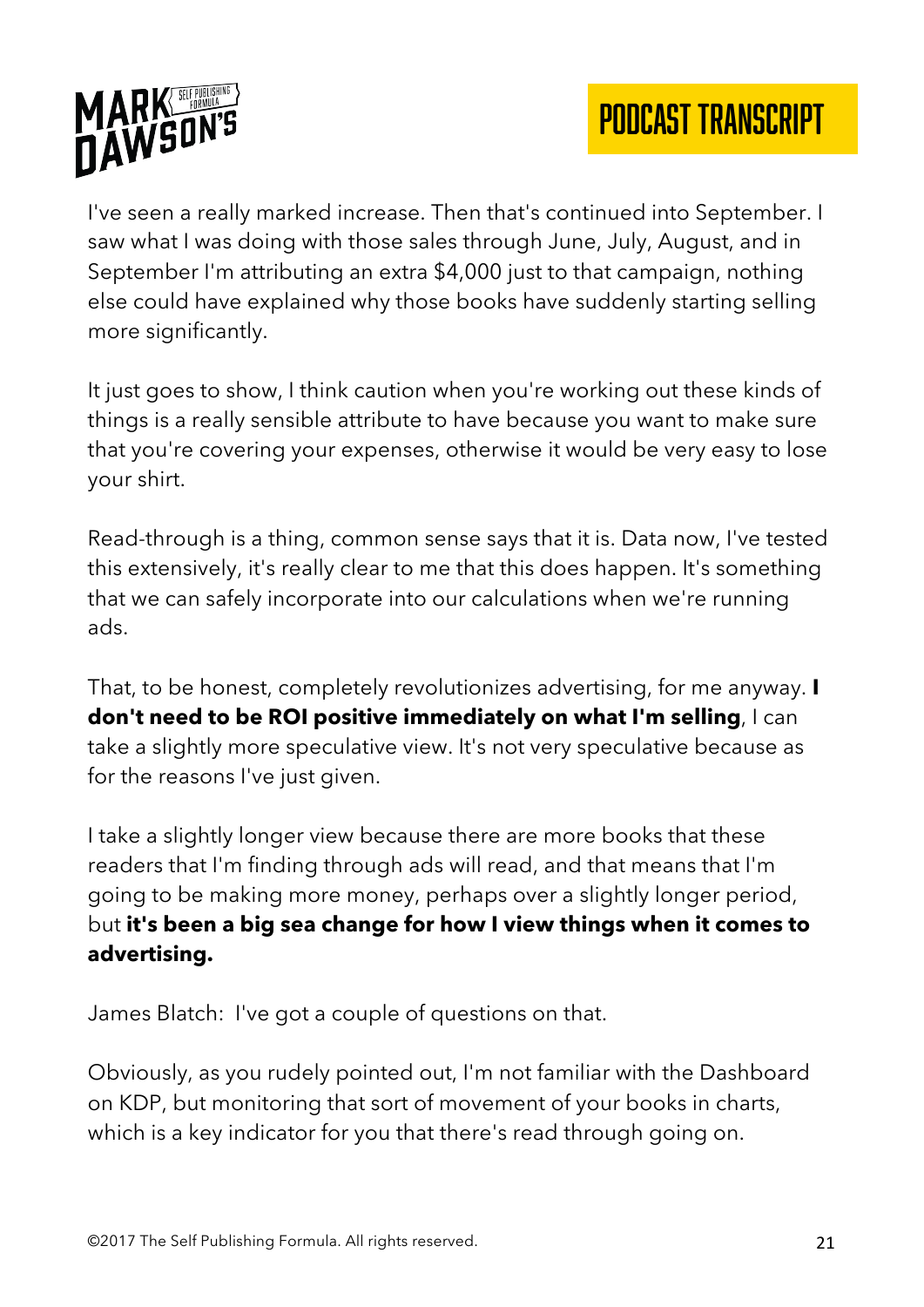I've seen a really marked increase. Then that's continued into September. I saw what I was doing with those sales through June, July, August, and in September I'm attributing an extra $4,000 just to that campaign, nothing else could have explained why those books have suddenly starting selling more significantly.

It just goes to show, I think caution when you're working out these kinds of things is a really sensible attribute to have because you want to make sure that you're covering your expenses, otherwise it would be very easy to lose your shirt.

Read-through is a thing, common sense says that it is. Data now, I've tested this extensively, it's really clear to me that this does happen. It's something that we can safely incorporate into our calculations when we're running ads.

That, to be honest, completely revolutionizes advertising, for me anyway. **I don't need to be ROI positive immediately on what I'm selling**, I can take a slightly more speculative view. It's not very speculative because as for the reasons I've just given.

I take a slightly longer view because there are more books that these readers that I'm finding through ads will read, and that means that I'm going to be making more money, perhaps over a slightly longer period, but **it's been a big sea change for how I view things when it comes to advertising.**

James Blatch: I've got a couple of questions on that.

Obviously, as you rudely pointed out, I'm not familiar with the Dashboard on KDP, but monitoring that sort of movement of your books in charts, which is a key indicator for you that there's read through going on.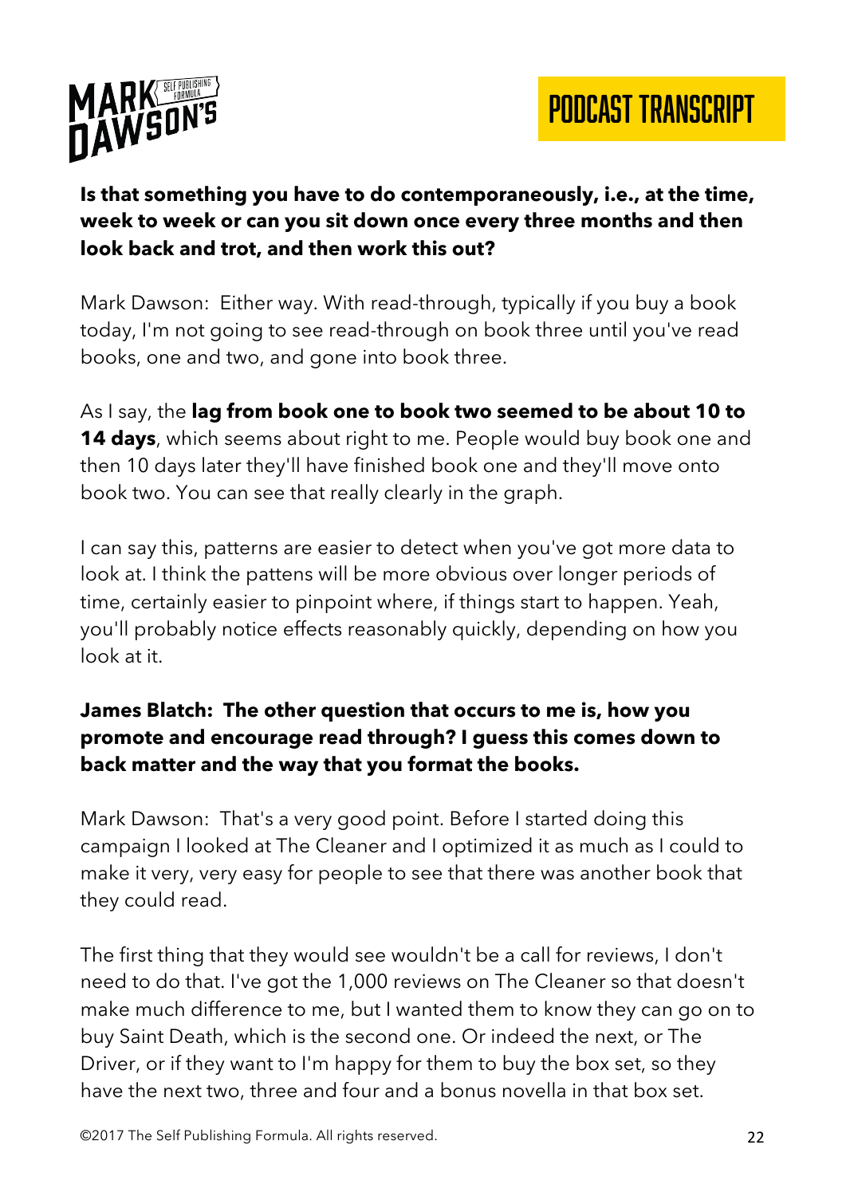**Is that something you have to do contemporaneously, i.e., at the time, week to week or can you sit down once every three months and then look back and trot, and then work this out?**

Mark Dawson: Either way. With read-through, typically if you buy a book today, I'm not going to see read-through on book three until you've read books, one and two, and gone into book three.

As I say, the **lag from book one to book two seemed to be about 10 to 14 days**, which seems about right to me. People would buy book one and then 10 days later they'll have finished book one and they'll move onto book two. You can see that really clearly in the graph.

I can say this, patterns are easier to detect when you've got more data to look at. I think the pattens will be more obvious over longer periods of time, certainly easier to pinpoint where, if things start to happen. Yeah, you'll probably notice effects reasonably quickly, depending on how you look at it.

**James Blatch: The other question that occurs to me is, how you promote and encourage read through? I guess this comes down to back matter and the way that you format the books.**

Mark Dawson: That's a very good point. Before I started doing this campaign I looked at The Cleaner and I optimized it as much as I could to make it very, very easy for people to see that there was another book that they could read.

The first thing that they would see wouldn't be a call for reviews, I don't need to do that. I've got the 1,000 reviews on The Cleaner so that doesn't make much difference to me, but I wanted them to know they can go on to buy Saint Death, which is the second one. Or indeed the next, or The Driver, or if they want to I'm happy for them to buy the box set, so they have the next two, three and four and a bonus novella in that box set.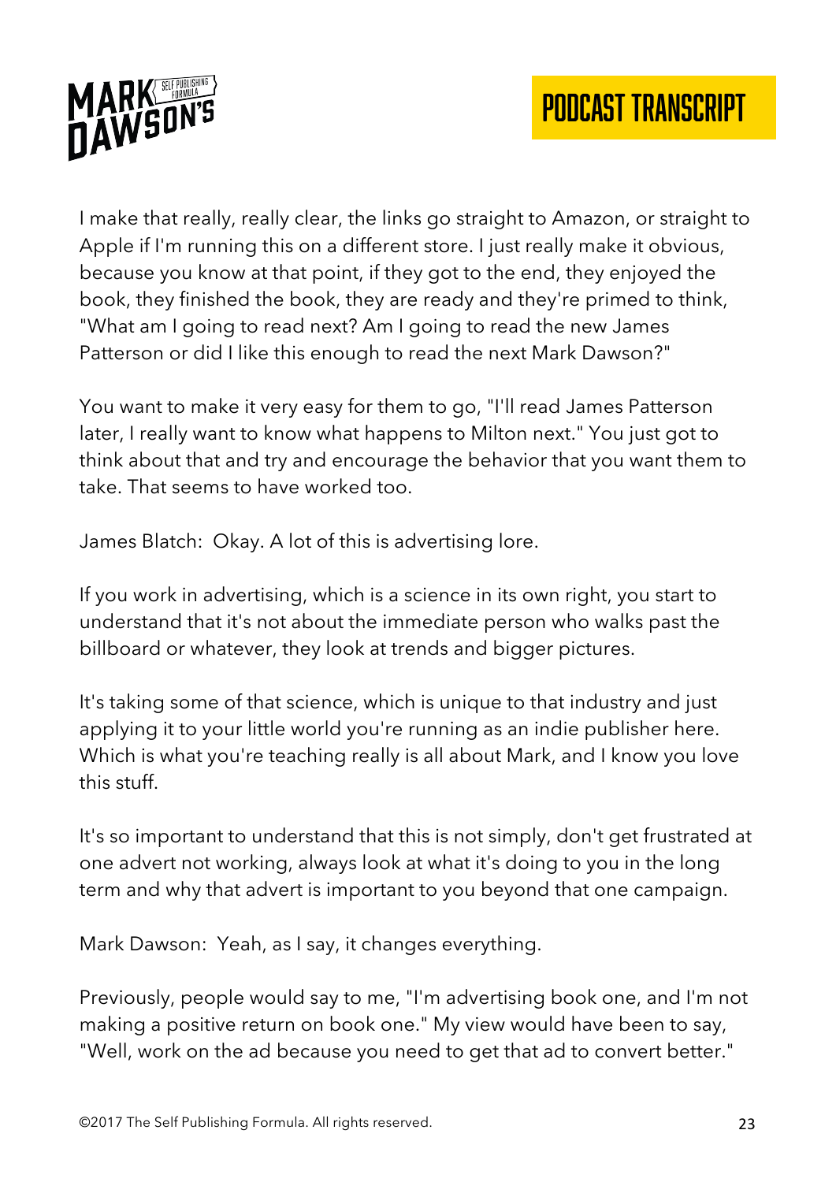I make that really, really clear, the links go straight to Amazon, or straight to Apple if I'm running this on a different store. I just really make it obvious, because you know at that point, if they got to the end, they enjoyed the book, they finished the book, they are ready and they're primed to think, "What am I going to read next? Am I going to read the new James Patterson or did I like this enough to read the next Mark Dawson?"

You want to make it very easy for them to go, "I'll read James Patterson later, I really want to know what happens to Milton next." You just got to think about that and try and encourage the behavior that you want them to take. That seems to have worked too.

James Blatch: Okay. A lot of this is advertising lore.

If you work in advertising, which is a science in its own right, you start to understand that it's not about the immediate person who walks past the billboard or whatever, they look at trends and bigger pictures.

It's taking some of that science, which is unique to that industry and just applying it to your little world you're running as an indie publisher here. Which is what you're teaching really is all about Mark, and I know you love this stuff.

It's so important to understand that this is not simply, don't get frustrated at one advert not working, always look at what it's doing to you in the long term and why that advert is important to you beyond that one campaign.

Mark Dawson: Yeah, as I say, it changes everything.

Previously, people would say to me, "I'm advertising book one, and I'm not making a positive return on book one." My view would have been to say, "Well, work on the ad because you need to get that ad to convert better."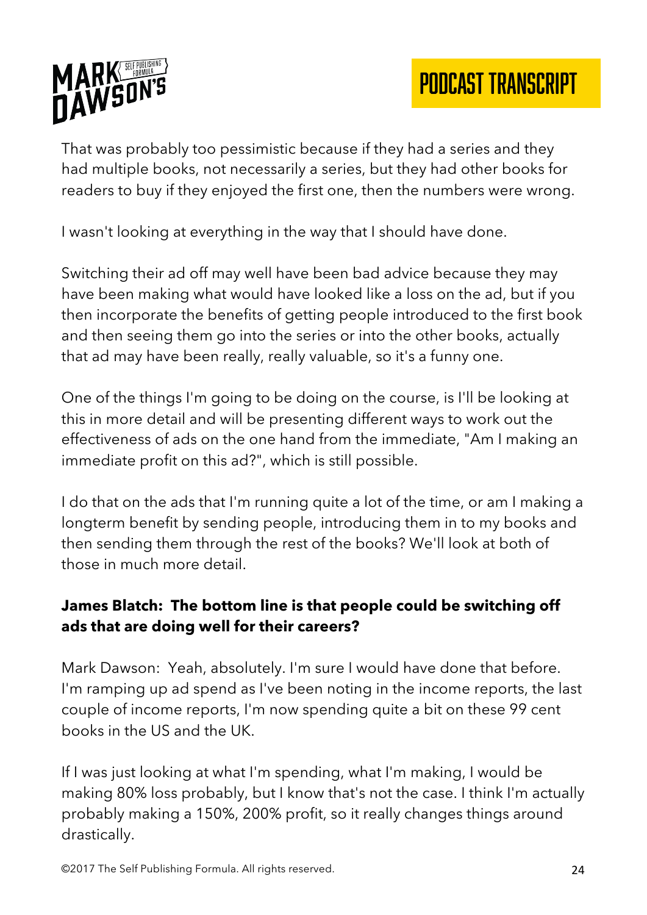That was probably too pessimistic because if they had a series and they had multiple books, not necessarily a series, but they had other books for readers to buy if they enjoyed the first one, then the numbers were wrong.

I wasn't looking at everything in the way that I should have done.

Switching their ad off may well have been bad advice because they may have been making what would have looked like a loss on the ad, but if you then incorporate the benefits of getting people introduced to the first book and then seeing them go into the series or into the other books, actually that ad may have been really, really valuable, so it's a funny one.

One of the things I'm going to be doing on the course, is I'll be looking at this in more detail and will be presenting different ways to work out the effectiveness of ads on the one hand from the immediate, "Am I making an immediate profit on this ad?", which is still possible.

I do that on the ads that I'm running quite a lot of the time, or am I making a longterm benefit by sending people, introducing them in to my books and then sending them through the rest of the books? We'll look at both of those in much more detail.

**James Blatch: The bottom line is that people could be switching off ads that are doing well for their careers?**

Mark Dawson: Yeah, absolutely. I'm sure I would have done that before. I'm ramping up ad spend as I've been noting in the income reports, the last couple of income reports, I'm now spending quite a bit on these 99 cent books in the US and the UK.

If I was just looking at what I'm spending, what I'm making, I would be making 80% loss probably, but I know that's not the case. I think I'm actually probably making a 150%, 200% profit, so it really changes things around drastically.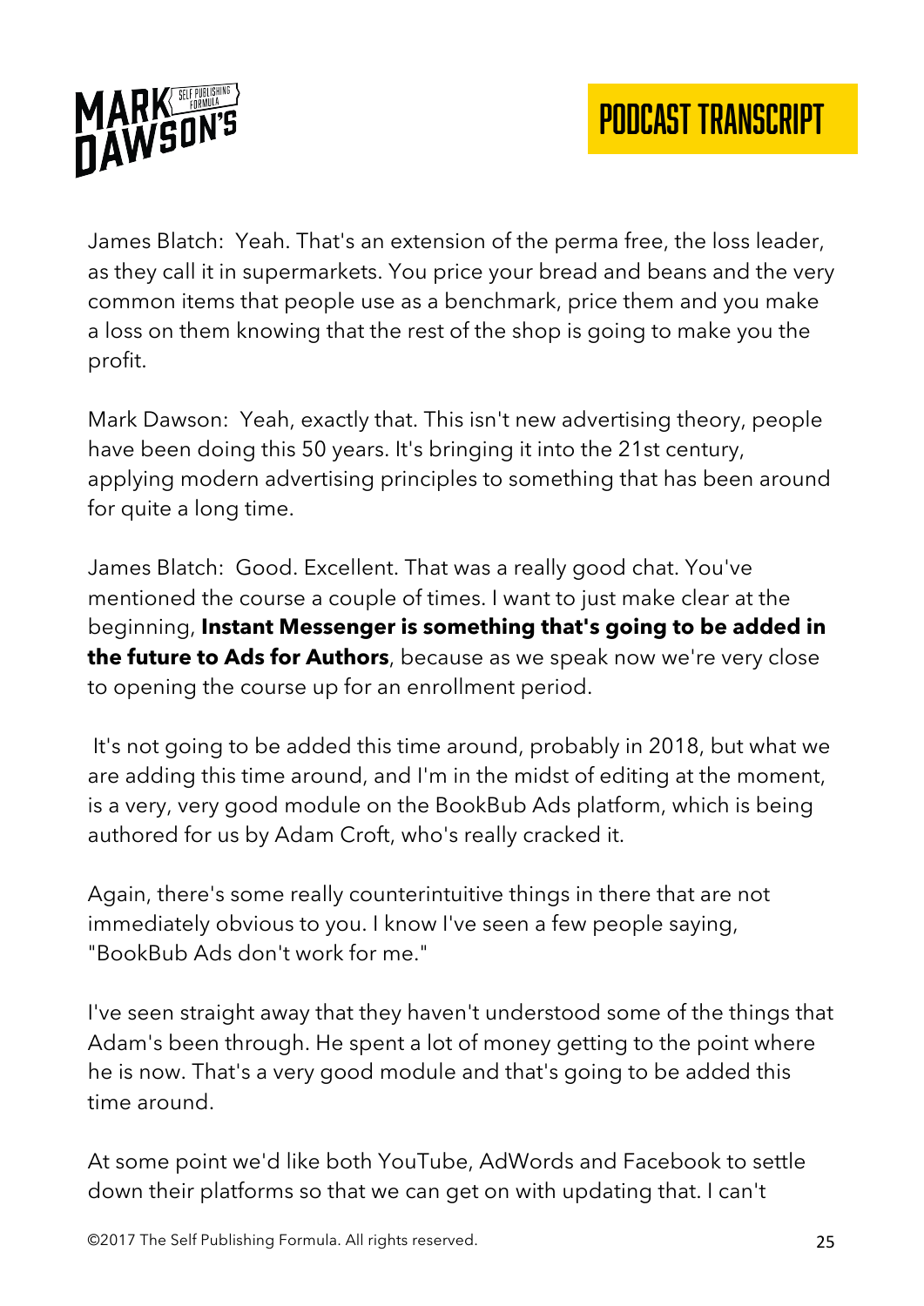James Blatch: Yeah. That's an extension of the perma free, the loss leader, as they call it in supermarkets. You price your bread and beans and the very common items that people use as a benchmark, price them and you make a loss on them knowing that the rest of the shop is going to make you the profit.

Mark Dawson: Yeah, exactly that. This isn't new advertising theory, people have been doing this 50 years. It's bringing it into the 21st century, applying modern advertising principles to something that has been around for quite a long time.

James Blatch: Good. Excellent. That was a really good chat. You've mentioned the course a couple of times. I want to just make clear at the beginning, **Instant Messenger is something that's going to be added in the future to Ads for Authors**, because as we speak now we're very close to opening the course up for an enrollment period.

It's not going to be added this time around, probably in 2018, but what we are adding this time around, and I'm in the midst of editing at the moment, is a very, very good module on the BookBub Ads platform, which is being authored for us by Adam Croft, who's really cracked it.

Again, there's some really counterintuitive things in there that are not immediately obvious to you. I know I've seen a few people saying, "BookBub Ads don't work for me."

I've seen straight away that they haven't understood some of the things that Adam's been through. He spent a lot of money getting to the point where he is now. That's a very good module and that's going to be added this time around.

At some point we'd like both YouTube, AdWords and Facebook to settle down their platforms so that we can get on with updating that. I can't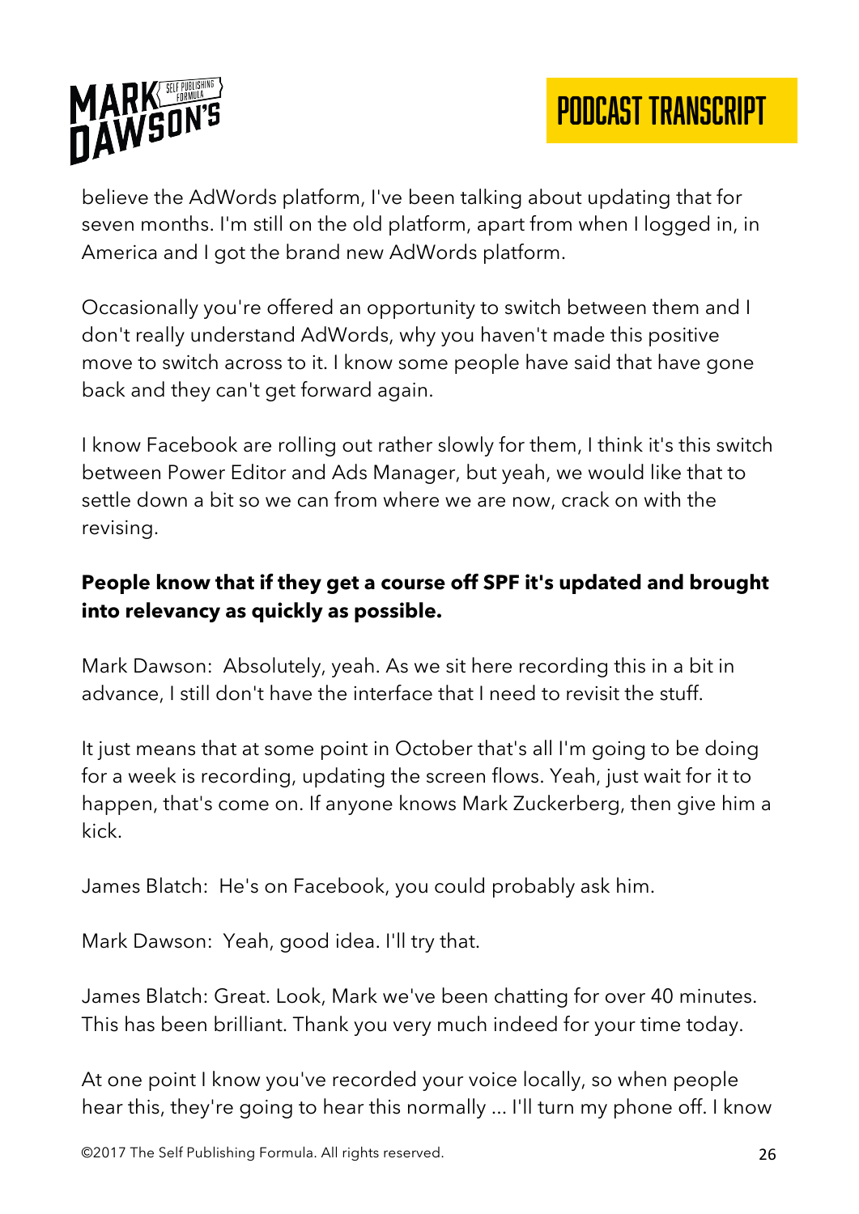believe the AdWords platform, I've been talking about updating that for seven months. I'm still on the old platform, apart from when I logged in, in America and I got the brand new AdWords platform.

Occasionally you're offered an opportunity to switch between them and I don't really understand AdWords, why you haven't made this positive move to switch across to it. I know some people have said that have gone back and they can't get forward again.

I know Facebook are rolling out rather slowly for them, I think it's this switch between Power Editor and Ads Manager, but yeah, we would like that to settle down a bit so we can from where we are now, crack on with the revising.

**People know that if they get a course off SPF it's updated and brought into relevancy as quickly as possible.**

Mark Dawson: Absolutely, yeah. As we sit here recording this in a bit in advance, I still don't have the interface that I need to revisit the stuff.

It just means that at some point in October that's all I'm going to be doing for a week is recording, updating the screen flows. Yeah, just wait for it to happen, that's come on. If anyone knows Mark Zuckerberg, then give him a kick.

James Blatch: He's on Facebook, you could probably ask him.

Mark Dawson: Yeah, good idea. I'll try that.

James Blatch: Great. Look, Mark we've been chatting for over 40 minutes. This has been brilliant. Thank you very much indeed for your time today.

At one point I know you've recorded your voice locally, so when people hear this, they're going to hear this normally ... I'll turn my phone off. I know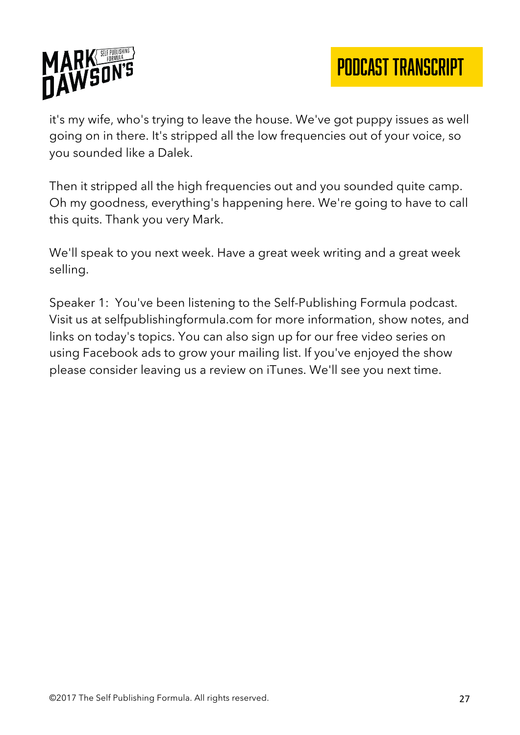it's my wife, who's trying to leave the house. We've got puppy issues as well going on in there. It's stripped all the low frequencies out of your voice, so you sounded like a Dalek.

Then it stripped all the high frequencies out and you sounded quite camp. Oh my goodness, everything's happening here. We're going to have to call this quits. Thank you very Mark.

We'll speak to you next week. Have a great week writing and a great week selling.

Speaker 1: You've been listening to the Self-Publishing Formula podcast. Visit us at selfpublishingformula.com for more information, show notes, and links on today's topics. You can also sign up for our free video series on using Facebook ads to grow your mailing list. If you've enjoyed the show please consider leaving us a review on iTunes. We'll see you next time.